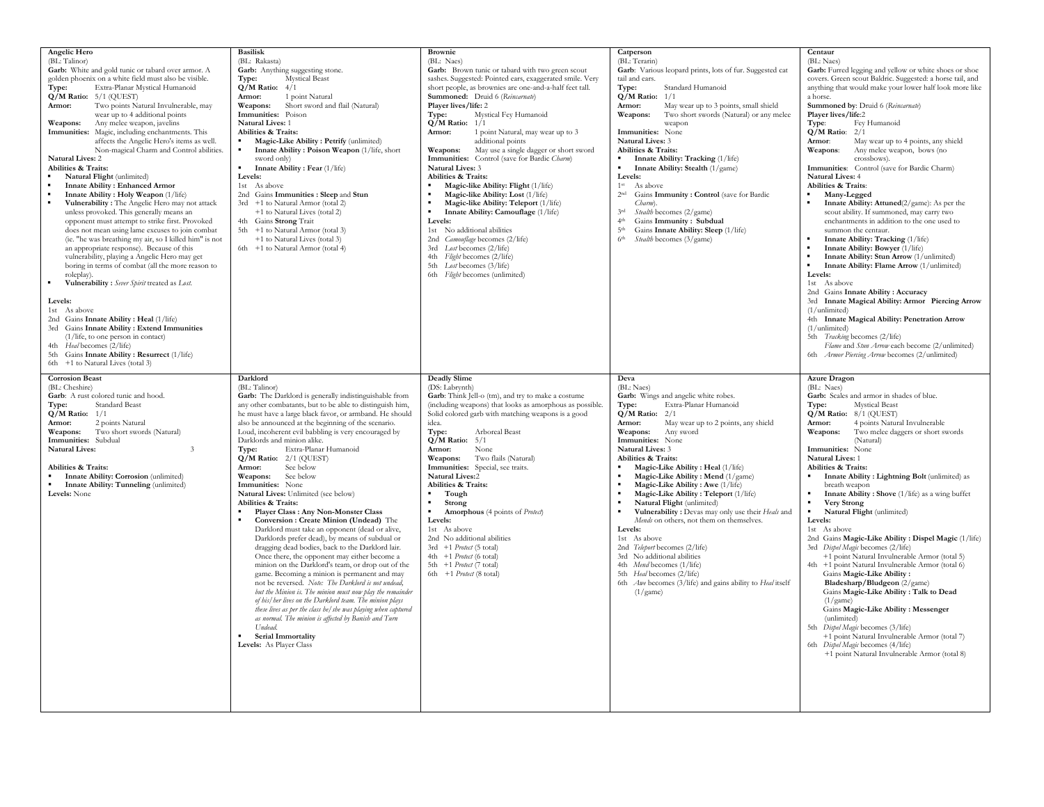## Angelic Hero

(BL: Talinor)

**Garb:** White and gold tunic or tabard over armor. A golden phoenix on a white field must also be visible.

**Type:** Extra-Planar Mystical Humanoid

**Q/M Ratio:** 5/1 (QUEST)

**Armor:** Two points Natural Invulnerable, may wear up to 4 additional points

**Weapons:** Any melee weapon, javelins

**Immunities:** Magic, including enchantments. This affects the Angelic Hero's items as well. Non-magical Charm and Control abilities.

**Natural Lives:** 2

**Abilities & Traits:**

- **Natural Flight** (unlimited)
- **Innate Ability : Enhanced Armor**
- **Innate Ability : Holy Weapon** (1/life)
- **Vulnerability :** The Angelic Hero may not attack unless provoked. This generally means an opponent must attempt to strike first. Provoked does not mean using lame excuses to join combat (ie. "he was breathing my air, so I killed him" is not an appropriate response). Because of this vulnerability, playing a Angelic Hero may get boring in terms of combat (all the more reason to roleplay).
- **Vulnerability :** *Sever Spirit* treated as *Lost*.

**Levels:**

1st As above
2nd Gains **Innate Ability : Heal** (1/life)
3rd Gains **Innate Ability : Extend Immunities** (1/life, to one person in contact)
4th *Heal* becomes (2/life)
5th Gains **Innate Ability : Resurrect** (1/life)
6th +1 to Natural Lives (total 3)

## Basilisk

(BL: Rakasta)

**Garb:** Anything suggesting stone.

**Type:** Mystical Beast

**Q/M Ratio:** 4/1

**Armor:** 1 point Natural

**Weapons:** Short sword and flail (Natural)

**Immunities:** Poison

**Natural Lives:** 1

**Abilities & Traits:**

- **Magic-Like Ability : Petrify** (unlimited)
- **Innate Ability : Poison Weapon** (1/life, short sword only)
- **Innate Ability : Fear** (1/life)

**Levels:**

1st As above
2nd Gains **Immunities : Sleep** and **Stun**
3rd +1 to Natural Armor (total 2)
+1 to Natural Lives (total 2)
4th Gains **Strong** Trait
5th +1 to Natural Armor (total 3)
+1 to Natural Lives (total 3)
6th +1 to Natural Armor (total 4)

## Brownie

(BL: Naes)

**Garb:** Brown tunic or tabard with two green scout sashes. Suggested: Pointed ears, exaggerated smile. Very short people, as brownies are one-and-a-half feet tall.

**Summoned:** Druid 6 (*Reincarnate*)

**Player lives/life:** 2

**Type:** Mystical Fey Humanoid

**Q/M Ratio:** 1/1

**Armor:** 1 point Natural, may wear up to 3 additional points

**Weapons:** May use a single dagger or short sword

**Immunities:** Control (save for Bardic *Charm*)

**Natural Lives:** 3

**Abilities & Traits:**

- **Magic-like Ability: Flight** (1/life)
- **Magic-like Ability: Lost** (1/life)
- **Magic-like Ability: Teleport** (1/life)
- **Innate Ability: Camouflage** (1/life)

**Levels:**

1st No additional abilities
2nd *Camouflage* becomes (2/life)
3rd *Lost* becomes (2/life)
4th *Flight* becomes (2/life)
5th *Lost* becomes (3/life)
6th *Flight* becomes (unlimited)

## Catperson

(BL: Terarin)

**Garb:** Various leopard prints, lots of fur. Suggested cat tail and ears.

**Type:** Standard Humanoid

**Q/M Ratio:** 1/1

**Armor:** May wear up to 3 points, small shield

**Weapons:** Two short swords (Natural) or any melee weapon

**Immunities:** None

**Natural Lives:** 3

**Abilities & Traits:**

- **Innate Ability: Tracking** (1/life)
- **Innate Ability: Stealth** (1/game)

**Levels:**

1st As above
2nd Gains **Immunity : Control** (save for Bardic *Charm*).
3rd *Stealth* becomes (2/game)
4th Gains **Immunity : Subdual**
5th Gains **Innate Ability: Sleep** (1/life)
6th *Stealth* becomes (3/game)

## Centaur

(BL: Naes)

**Garb:** Furred legging and yellow or white shoes or shoe covers. Green scout Baldric. Suggested: a horse tail, and anything that would make your lower half look more like a horse.

**Summoned by**: Druid 6 (*Reincarnate*)

**Player lives/life:** 2

**Type**: Fey Humanoid

**Q/M Ratio**: 2/1

**Armor**: May wear up to 4 points, any shield

**Weapons**: Any melee weapon, bows (no crossbows).

**Immunities**: Control (save for Bardic Charm)

**Natural Lives:** 4

**Abilities & Traits**:

- **Many-Legged**
- **Innate Ability: Attuned**(2/game): As per the scout ability. If summoned, may carry two enchantments in addition to the one used to summon the centaur.
- **Innate Ability: Tracking** (1/life)
- **Innate Ability: Bowyer** (1/life)
- **Innate Ability: Stun Arrow** (1/unlimited)
- **Innate Ability: Flame Arrow** (1/unlimited)

**Levels:**

1st As above
2nd Gains **Innate Ability : Accuracy**
3rd **Innate Magical Ability: Armor Piercing Arrow** (1/unlimited)
4th **Innate Magical Ability: Penetration Arrow** (1/unlimited)
5th *Tracking* becomes (2/life)
*Flame* and *Stun Arrow* each become (2/unlimited)
6th *Armor Piercing Arrow* becomes (2/unlimited)

## Corrosion Beast

(BL: Cheshire)

**Garb:** A rust colored tunic and hood.

**Type:** Standard Beast

**Q/M Ratio:** 1/1

**Armor:** 2 points Natural

**Weapons:** Two short swords (Natural)

**Immunities:** Subdual

**Natural Lives:** 3

**Abilities & Traits:**

- **Innate Ability: Corrosion** (unlimited)
- **Innate Ability: Tunneling** (unlimited)

**Levels:** None

## Darklord

(BL: Talinor)

**Garb:** The Darklord is generally indistinguishable from any other combatants, but to be able to distinguish him, he must have a large black favor, or armband. He should also be announced at the beginning of the scenario. Loud, incoherent evil babbling is very encouraged by Darklords and minion alike.

**Type:** Extra-Planar Humanoid

**Q/M Ratio:** 2/1 (QUEST)

**Armor:** See below

**Weapons:** See below

**Immunities:** None

**Natural Lives:** Unlimited (see below)

**Abilities & Traits:**

- **Player Class : Any Non-Monster Class**
- **Conversion : Create Minion (Undead)** The Darklord must take an opponent (dead or alive, Darklords prefer dead), by means of subdual or dragging dead bodies, back to the Darklord lair. Once there, the opponent may either become a minion on the Darklord's team, or drop out of the game. Becoming a minion is permanent and may not be reversed. *Note: The Darklord is not undead, but the Minion is. The minion must now play the remainder of his/her lives on the Darklord team. The minion plays these lives as per the class he/she was playing when captured as normal. The minion is affected by Banish and Turn Undead.*
- **Serial Immortality**

**Levels:** As Player Class

## Deadly Slime

(DS: Labrynth)

**Garb**: Think Jell-o (tm), and try to make a costume (including weapons) that looks as amorphous as possible. Solid colored garb with matching weapons is a good idea.

**Type:** Arboreal Beast

**Q/M Ratio:** 5/1

**Armor:** None

**Weapons:** Two flails (Natural)

**Immunities:** Special, see traits.

**Natural Lives:**2

**Abilities & Traits:**

- **Tough**
- **Strong**
- **Amorphous** (4 points of *Protect*)

**Levels:**

1st As above
2nd No additional abilities
3rd +1 *Protect* (5 total)
4th +1 *Protect* (6 total)
5th +1 *Protect* (7 total)
6th +1 *Protect* (8 total)

## Deva

(BL: Naes)

**Garb:** Wings and angelic white robes.

**Type:** Extra-Planar Humanoid

**Q/M Ratio:** 2/1

**Armor:** May wear up to 2 points, any shield

**Weapons:** Any sword

**Immunities:** None

**Natural Lives:** 3

**Abilities & Traits:**

- **Magic-Like Ability : Heal** (1/life)
- **Magic-Like Ability : Mend** (1/game)
- **Magic-Like Ability : Awe** (1/life)
- **Magic-Like Ability : Teleport** (1/life)
- **Natural Flight** (unlimited)
- **Vulnerability :** Devas may only use their *Heals* and *Mends* on others, not them on themselves.

**Levels:**

1st As above
2nd *Teleport* becomes (2/life)
3rd No additional abilities
4th *Mend* becomes (1/life)
5th *Heal* becomes (2/life)
6th *Awe* becomes (3/life) and gains ability to *Heal* itself (1/game)

## Azure Dragon

(BL: Naes)

**Garb:** Scales and armor in shades of blue.

**Type:** Mystical Beast

**Q/M Ratio:** 8/1 (QUEST)

**Armor:** 4 points Natural Invulnerable

**Weapons:** Two melee daggers or short swords (Natural)

**Immunities:** None

**Natural Lives:** 1

**Abilities & Traits:**

- **Innate Ability : Lightning Bolt** (unlimited) as breath weapon
- **Innate Ability : Shove** (1/life) as a wing buffet
- **Very Strong**
- **Natural Flight** (unlimited)

**Levels:**

1st As above
2nd Gains **Magic-Like Ability : Dispel Magic** (1/life)
3rd *Dispel Magic* becomes (2/life)
+1 point Natural Invulnerable Armor (total 5)
4th +1 point Natural Invulnerable Armor (total 6)
Gains **Magic-Like Ability : Bladesharp/Bludgeon** (2/game)
Gains **Magic-Like Ability : Talk to Dead** (1/game)
Gains **Magic-Like Ability : Messenger** (unlimited)
5th *Dispel Magic* becomes (3/life)
+1 point Natural Invulnerable Armor (total 7)
6th *Dispel Magic* becomes (4/life)
+1 point Natural Invulnerable Armor (total 8)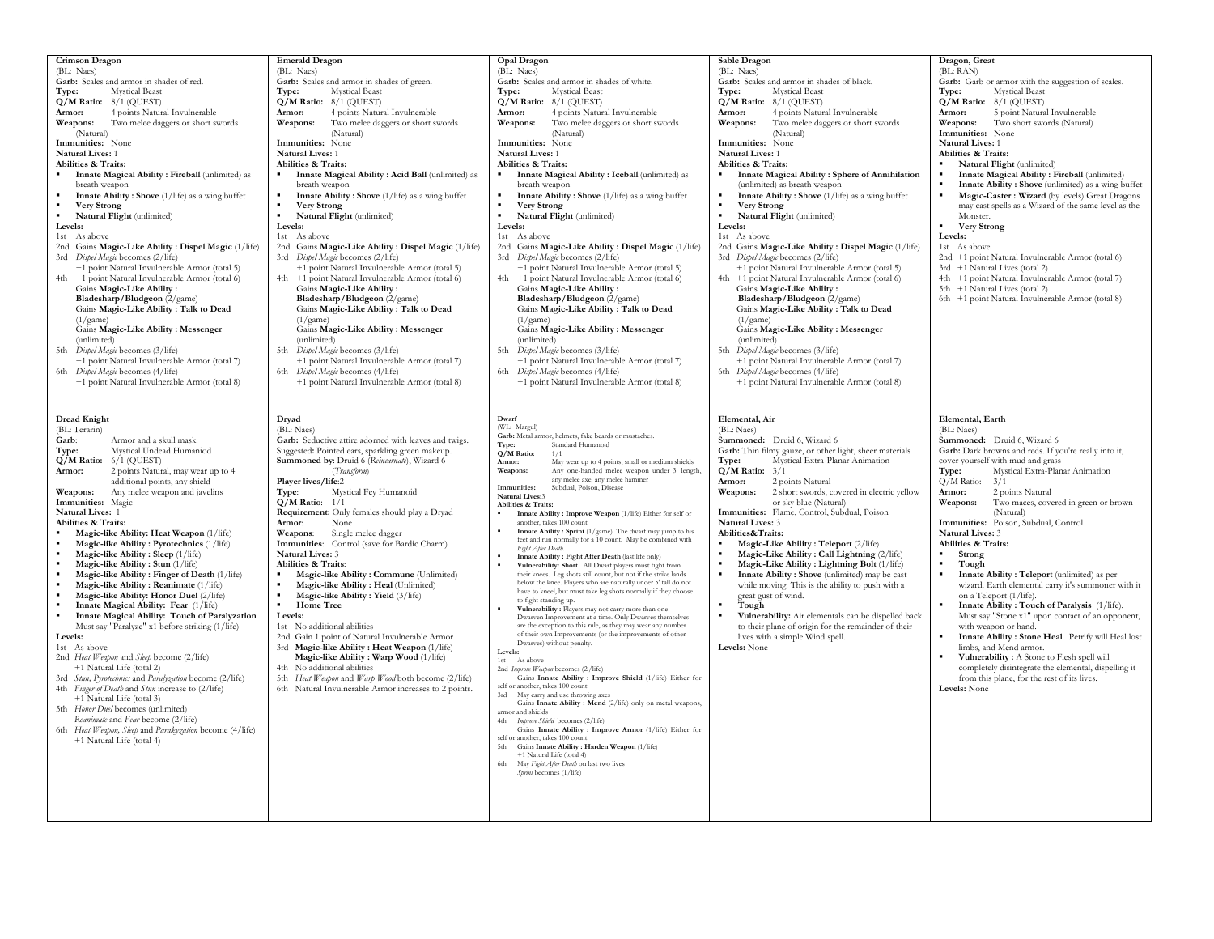## Crimson Dragon

(BL: Naes)

**Garb:** Scales and armor in shades of red.

**Type:** Mystical Beast

**Q/M Ratio:** 8/1 (QUEST)

**Armor:** 4 points Natural Invulnerable

**Weapons:** Two melee daggers or short swords (Natural)

**Immunities:** None

**Natural Lives:** 1

**Abilities & Traits:**

- **Innate Magical Ability : Fireball** (unlimited) as breath weapon
- **Innate Ability : Shove** (1/life) as a wing buffet
- **Very Strong**
- **Natural Flight** (unlimited)

**Levels:**

1st As above
2nd Gains **Magic-Like Ability : Dispel Magic** (1/life)
3rd *Dispel Magic* becomes (2/life)
+1 point Natural Invulnerable Armor (total 5)
4th +1 point Natural Invulnerable Armor (total 6)
Gains **Magic-Like Ability : Bladesharp/Bludgeon** (2/game)
Gains **Magic-Like Ability : Talk to Dead** (1/game)
Gains **Magic-Like Ability : Messenger** (unlimited)
5th *Dispel Magic* becomes (3/life)
+1 point Natural Invulnerable Armor (total 7)
6th *Dispel Magic* becomes (4/life)
+1 point Natural Invulnerable Armor (total 8)

## Emerald Dragon

(BL: Naes)

**Garb:** Scales and armor in shades of green.

**Type:** Mystical Beast

**Q/M Ratio:** 8/1 (QUEST)

**Armor:** 4 points Natural Invulnerable

**Weapons:** Two melee daggers or short swords (Natural)

**Immunities:** None

**Natural Lives:** 1

**Abilities & Traits:**

- **Innate Magical Ability : Acid Ball** (unlimited) as breath weapon
- **Innate Ability : Shove** (1/life) as a wing buffet
- **Very Strong**
- **Natural Flight** (unlimited)

**Levels:**

1st As above
2nd Gains **Magic-Like Ability : Dispel Magic** (1/life)
3rd *Dispel Magic* becomes (2/life)
+1 point Natural Invulnerable Armor (total 5)
4th +1 point Natural Invulnerable Armor (total 6)
Gains **Magic-Like Ability : Bladesharp/Bludgeon** (2/game)
Gains **Magic-Like Ability : Talk to Dead** (1/game)
Gains **Magic-Like Ability : Messenger** (unlimited)
5th *Dispel Magic* becomes (3/life)
+1 point Natural Invulnerable Armor (total 7)
6th *Dispel Magic* becomes (4/life)
+1 point Natural Invulnerable Armor (total 8)

## Opal Dragon

(BL: Naes)

**Garb:** Scales and armor in shades of white.

**Type:** Mystical Beast

**Q/M Ratio:** 8/1 (QUEST)

**Armor:** 4 points Natural Invulnerable

**Weapons:** Two melee daggers or short swords (Natural)

**Immunities:** None

**Natural Lives:** 1

**Abilities & Traits:**

- **Innate Magical Ability : Iceball** (unlimited) as breath weapon
- **Innate Ability : Shove** (1/life) as a wing buffet
- **Very Strong**
- **Natural Flight** (unlimited)

**Levels:**

1st As above
2nd Gains **Magic-Like Ability : Dispel Magic** (1/life)
3rd *Dispel Magic* becomes (2/life)
+1 point Natural Invulnerable Armor (total 5)
4th +1 point Natural Invulnerable Armor (total 6)
Gains **Magic-Like Ability : Bladesharp/Bludgeon** (2/game)
Gains **Magic-Like Ability : Talk to Dead** (1/game)
Gains **Magic-Like Ability : Messenger** (unlimited)
5th *Dispel Magic* becomes (3/life)
+1 point Natural Invulnerable Armor (total 7)
6th *Dispel Magic* becomes (4/life)
+1 point Natural Invulnerable Armor (total 8)

## Sable Dragon

(BL: Naes)

**Garb:** Scales and armor in shades of black.

**Type:** Mystical Beast

**Q/M Ratio:** 8/1 (QUEST)

**Armor:** 4 points Natural Invulnerable

**Weapons:** Two melee daggers or short swords (Natural)

**Immunities:** None

**Natural Lives:** 1

**Abilities & Traits:**

- **Innate Magical Ability : Sphere of Annihilation** (unlimited) as breath weapon
- **Innate Ability : Shove** (1/life) as a wing buffet
- **Very Strong**
- **Natural Flight** (unlimited)

**Levels:**

1st As above
2nd Gains **Magic-Like Ability : Dispel Magic** (1/life)
3rd *Dispel Magic* becomes (2/life)
+1 point Natural Invulnerable Armor (total 5)
4th +1 point Natural Invulnerable Armor (total 6)
Gains **Magic-Like Ability : Bladesharp/Bludgeon** (2/game)
Gains **Magic-Like Ability : Talk to Dead** (1/game)
Gains **Magic-Like Ability : Messenger** (unlimited)
5th *Dispel Magic* becomes (3/life)
+1 point Natural Invulnerable Armor (total 7)
6th *Dispel Magic* becomes (4/life)
+1 point Natural Invulnerable Armor (total 8)

## Dragon, Great

(BL: RAN)

**Garb:** Garb or armor with the suggestion of scales.

**Type:** Mystical Beast

**Q/M Ratio:** 8/1 (QUEST)

**Armor:** 5 point Natural Invulnerable

**Weapons:** Two short swords (Natural)

**Immunities:** None

**Natural Lives:** 1

**Abilities & Traits:**

- **Natural Flight** (unlimited)
- **Innate Magical Ability : Fireball** (unlimited)
- **Innate Ability : Shove** (unlimited) as a wing buffet
- **Magic-Caster : Wizard** (by levels) Great Dragons may cast spells as a Wizard of the same level as the Monster.
- **Very Strong**

**Levels:**

1st As above
2nd +1 point Natural Invulnerable Armor (total 6)
3rd +1 Natural Lives (total 2)
4th +1 point Natural Invulnerable Armor (total 7)
5th +1 Natural Lives (total 2)
6th +1 point Natural Invulnerable Armor (total 8)

## Dread Knight

(BL: Terarin)

**Garb:** Armor and a skull mask.

**Type:** Mystical Undead Humaniod

**Q/M Ratio:** 6/1 (QUEST)

**Armor:** 2 points Natural, may wear up to 4 additional points, any shield

**Weapons:** Any melee weapon and javelins

**Immunities:** Magic

**Natural Lives:** 1

**Abilities & Traits:**

- **Magic-like Ability: Heat Weapon** (1/life)
- **Magic-like Ability : Pyrotechnics** (1/life)
- **Magic-like Ability : Sleep** (1/life)
- **Magic-like Ability : Stun** (1/life)
- **Magic-like Ability : Finger of Death** (1/life)
- **Magic-like Ability : Reanimate** (1/life)
- **Magic-like Ability: Honor Duel** (2/life)
- **Innate Magical Ability: Fear** (1/life)
- **Innate Magical Ability: Touch of Paralyzation** Must say "Paralyze" x1 before striking (1/life)

**Levels:**

1st As above
2nd *Heat Weapon* and *Sleep* become (2/life)
+1 Natural Life (total 2)
3rd *Stun*, *Pyrotechnics* and *Paralyzation* become (2/life)
4th *Finger of Death* and *Stun* increase to (2/life)
+1 Natural Life (total 3)
5th *Honor Duel* becomes (unlimited)
*Reanimate* and *Fear* become (2/life)
6th *Heat Weapon, Sleep* and *Paralyzation* become (4/life)
+1 Natural Life (total 4)

## Dryad

(BL: Naes)

**Garb:** Seductive attire adorned with leaves and twigs. Suggested: Pointed ears, sparkling green makeup.

**Summoned by:** Druid 6 (*Reincarnate*), Wizard 6 (*Transform*)

**Player lives/life:** 2

**Type:** Mystical Fey Humanoid

**Q/M Ratio:** 1/1

**Requirement:** Only females should play a Dryad

**Armor:** None

**Weapons:** Single melee dagger

**Immunities:** Control (save for Bardic Charm)

**Natural Lives:** 3

**Abilities & Traits:**

- **Magic-like Ability : Commune** (Unlimited)
- **Magic-like Ability : Heal** (Unlimited)
- **Magic-like Ability : Yield** (3/life)
- **Home Tree**

**Levels:**

1st No additional abilities
2nd Gain 1 point of Natural Invulnerable Armor
3rd **Magic-like Ability : Heat Weapon** (1/life)
**Magic-like Ability : Warp Wood** (1/life)
4th No additional abilities
5th *Heat Weapon* and *Warp Wood* both become (2/life)
6th Natural Invulnerable Armor increases to 2 points.

## Dwarf

(WL: Margul)

**Garb:** Metal armor, helmets, fake beards or mustaches.

**Type:** Standard Humanoid

**Q/M Ratio:** 1/1

**Armor:** May wear up to 4 points, small or medium shields

**Weapons:** Any one-handed melee weapon under 3' length, any melee axe, any melee hammer

**Immunities:** Subdual, Poison, Disease

**Natural Lives:** 3

**Abilities & Traits:**

- **Innate Ability : Improve Weapon** (1/life) Either for self or another, takes 100 count.
- **Innate Ability : Sprint** (1/game) The dwarf may jump to his feet and run normally for a 10 count. May be combined with *Fight After Death*.
- **Innate Ability : Fight After Death** (last life only)
- **Vulnerability: Short** All Dwarf players must fight from their knees. Leg shots still count, but not if the strike lands below the knee. Players who are naturally under 5' tall do not have to kneel, but must take leg shots normally if they choose to fight standing up.
- **Vulnerability :** Players may not carry more than one Dwarven Improvement at a time. Only Dwarves themselves are the exception to this rule, as they may wear any number of their own Improvements (or the improvements of other Dwarves) without penalty.

**Levels:**

1st As above
2nd *Improve Weapon* becomes (2./life)
Gains **Innate Ability : Improve Shield** (1/life) Either for self or another, takes 100 count.
3rd May carry and use throwing axes
Gains **Innate Ability : Mend** (2/life) only on metal weapons, armor and shields
4th *Improve Shield* becomes (2/life)
Gains **Innate Ability : Improve Armor** (1/life) Either for self or another, takes 100 count
5th Gains **Innate Ability : Harden Weapon** (1/life)
+1 Natural Life (total 4)
6th May *Fight After Death* on last two lives
*Sprint* becomes (1/life)

## Elemental, Air

(BL: Naes)

**Summoned:** Druid 6, Wizard 6

**Garb:** Thin filmy gauze, or other light, sheer materials

**Type:** Mystical Extra-Planar Animation

**Q/M Ratio:** 3/1

**Armor:** 2 points Natural

**Weapons:** 2 short swords, covered in electric yellow or sky blue (Natural)

**Immunities:** Flame, Control, Subdual, Poison

**Natural Lives:** 3

**Abilities&Traits:**

- **Magic-Like Ability : Teleport** (2/life)
- **Magic-Like Ability : Call Lightning** (2/life)
- **Magic-Like Ability : Lightning Bolt** (1/life)
- **Innate Ability : Shove** (unlimited) may be cast while moving. This is the ability to push with a great gust of wind.
- **Tough**
- **Vulnerability:** Air elementals can be dispelled back to their plane of origin for the remainder of their lives with a simple Wind spell.

**Levels:** None

## Elemental, Earth

(BL: Naes)

**Summoned:** Druid 6, Wizard 6

**Garb:** Dark browns and reds. If you're really into it, cover yourself with mud and grass

**Type:** Mystical Extra-Planar Animation

**Q/M Ratio:** 3/1

**Armor:** 2 points Natural

**Weapons:** Two maces, covered in green or brown (Natural)

**Immunities:** Poison, Subdual, Control

**Natural Lives:** 3

**Abilities & Traits:**

- **Strong**
- **Tough**
- **Innate Ability : Teleport** (unlimited) as per wizard. Earth elemental carry it's summoner with it on a Teleport (1/life).
- **Innate Ability : Touch of Paralysis** (1/life). Must say "Stone x1" upon contact of an opponent, with weapon or hand.
- **Innate Ability : Stone Heal** Petrify will Heal lost limbs, and Mend armor.
- **Vulnerability :** A Stone to Flesh spell will completely disintegrate the elemental, dispelling it from this plane, for the rest of its lives.

**Levels:** None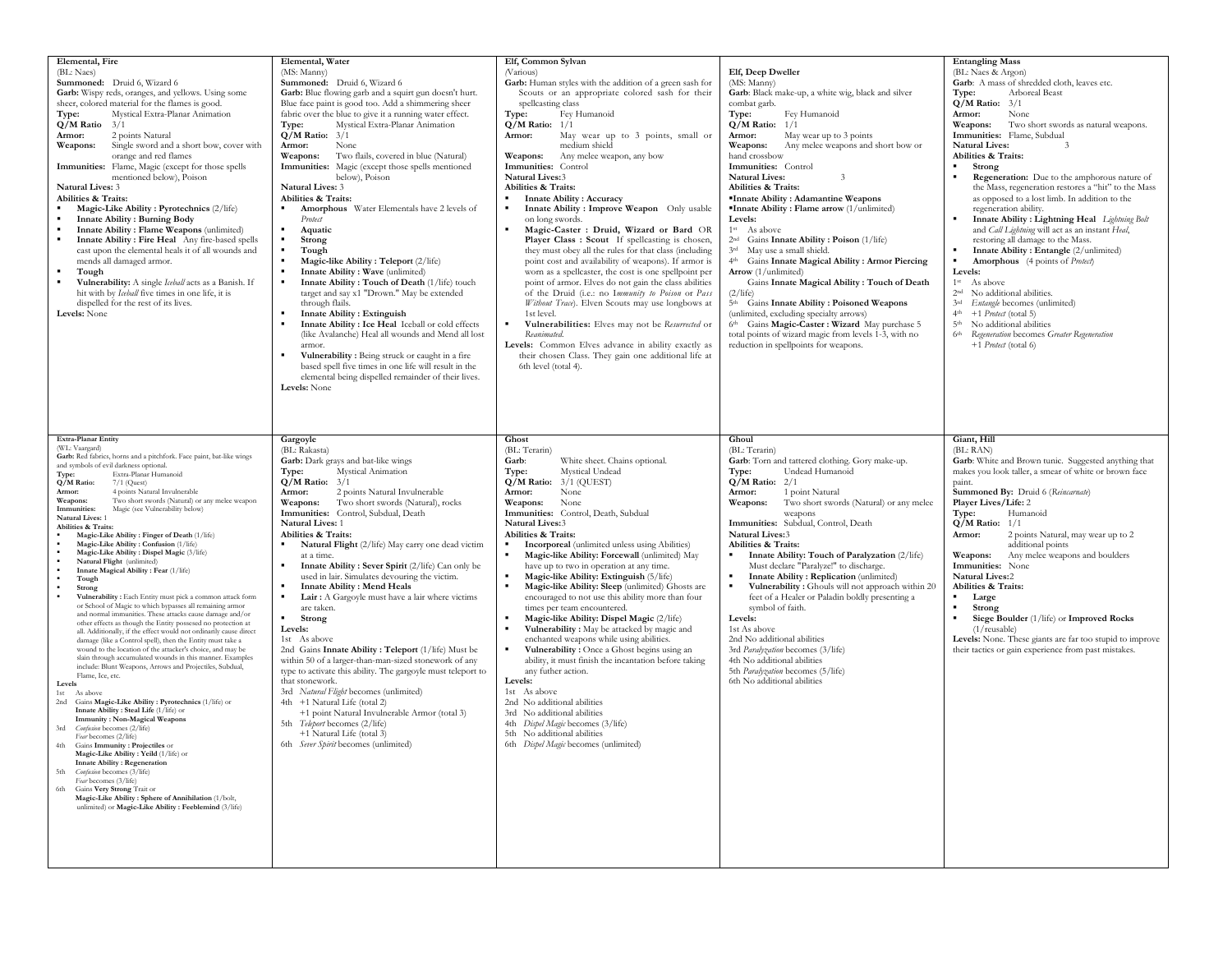## Elemental, Fire

(BL: Naes)

**Summoned:** Druid 6, Wizard 6

**Garb:** Wispy reds, oranges, and yellows. Using some sheer, colored material for the flames is good.

**Type:** Mystical Extra-Planar Animation

**Q/M Ratio** 3/1

**Armor:** 2 points Natural

**Weapons:** Single sword and a short bow, cover with orange and red flames

**Immunities:** Flame, Magic (except for those spells mentioned below), Poison

**Natural Lives:** 3

**Abilities & Traits:**

- **Magic-Like Ability : Pyrotechnics** (2/life)
- **Innate Ability : Burning Body**
- **Innate Ability : Flame Weapons** (unlimited)
- **Innate Ability : Fire Heal** Any fire-based spells cast upon the elemental heals it of all wounds and mends all damaged armor.
- **Tough**
- **Vulnerability:** A single *Iceball* acts as a Banish. If hit with by *Iceball* five times in one life, it is dispelled for the rest of its lives.

**Levels:** None

## Elemental, Water

(MS: Manny)

**Summoned:** Druid 6, Wizard 6

**Garb:** Blue flowing garb and a squirt gun doesn't hurt. Blue face paint is good too. Add a shimmering sheer fabric over the blue to give it a running water effect.

**Type:** Mystical Extra-Planar Animation

**Q/M Ratio:** 3/1

**Armor:** None

**Weapons:** Two flails, covered in blue (Natural)

**Immunities:** Magic (except those spells mentioned below), Poison

**Natural Lives:** 3

**Abilities & Traits:**

- **Amorphous** Water Elementals have 2 levels of *Protect*
- **Aquatic**
- **Strong**
- **Tough**
- **Magic-like Ability : Teleport** (2/life)
- **Innate Ability : Wave** (unlimited)
- **Innate Ability : Touch of Death** (1/life) touch target and say x1 "Drown." May be extended through flails.
- **Innate Ability : Extinguish**
- **Innate Ability : Ice Heal** Iceball or cold effects (like Avalanche) Heal all wounds and Mend all lost armor.
- **Vulnerability :** Being struck or caught in a fire based spell five times in one life will result in the elemental being dispelled remainder of their lives.

**Levels:** None

## Elf, Common Sylvan

(Various)

**Garb:** Human styles with the addition of a green sash for Scouts or an appropriate colored sash for their spellcasting class

**Type:** Fey Humanoid

**Q/M Ratio:** 1/1

**Armor:** May wear up to 3 points, small or medium shield

**Weapons:** Any melee weapon, any bow

**Immunities:** Control

**Natural Lives:** 3

**Abilities & Traits:**

- **Innate Ability : Accuracy**
- **Innate Ability : Improve Weapon** Only usable on long swords.
- **Magic-Caster : Druid, Wizard or Bard** OR **Player Class : Scout** If spellcasting is chosen, they must obey all the rules for that class (including point cost and availability of weapons). If armor is worn as a spellcaster, the cost is one spellpoint per point of armor. Elves do not gain the class abilities of the Druid (i.e.: no I*mmunity to Poison* or *Pass Without Trace*). Elven Scouts may use longbows at 1st level.
- **Vulnerabilities:** Elves may not be *Resurrected* or *Reanimated*.

**Levels:** Common Elves advance in ability exactly as their chosen Class. They gain one additional life at 6th level (total 4).

## Elf, Deep Dweller

(MS: Manny)

**Garb:** Black make-up, a white wig, black and silver combat garb.

**Type:** Fey Humanoid

**Q/M Ratio:** 1/1

**Armor:** May wear up to 3 points

**Weapons:** Any melee weapons and short bow or hand crossbow

**Immunities:** Control

**Natural Lives:** 3

**Abilities & Traits:**

- **Innate Ability : Adamantine Weapons**
- **Innate Ability : Flame arrow** (1/unlimited)

**Levels:**

1st As above

2nd Gains **Innate Ability : Poison** (1/life)

3rd May use a small shield.

4th Gains **Innate Magical Ability : Armor Piercing Arrow** (1/unlimited)

Gains **Innate Magical Ability : Touch of Death** (2/life)

5th Gains **Innate Ability : Poisoned Weapons** (unlimited, excluding specialty arrows)

6th Gains **Magic-Caster : Wizard** May purchase 5 total points of wizard magic from levels 1-3, with no reduction in spellpoints for weapons.

## Entangling Mass

(BL: Naes & Argon)

**Garb:** A mass of shredded cloth, leaves etc.

**Type:** Arboreal Beast

**Q/M Ratio:** 3/1

**Armor:** None

**Weapons:** Two short swords as natural weapons.

**Immunities:** Flame, Subdual

**Natural Lives:** 3

**Abilities & Traits:**

- **Strong**
- **Regeneration:** Due to the amphorous nature of the Mass, regeneration restores a "hit" to the Mass as opposed to a lost limb. In addition to the regeneration ability.
- **Innate Ability : Lightning Heal** *Lightning Bolt* and *Call Lightning* will act as an instant *Heal*, restoring all damage to the Mass.
- **Innate Ability : Entangle** (2/unlimited)
- **Amorphous** (4 points of *Protect*)

**Levels:**

1st As above

2nd No additional abilities.

3rd *Entangle* becomes (unlimited)

4th +1 *Protect* (total 5)

5th No additional abilities

6th *Regeneration* becomes *Greater Regeneration*

+1 *Protect* (total 6)

## Extra-Planar Entity

(WL: Vaargard)

**Garb:** Red fabrics, horns and a pitchfork. Face paint, bat-like wings and symbols of evil darkness optional.

**Type:** Extra-Planar Humanoid

**Q/M Ratio:** 7/1 (Quest)

**Armor:** 4 points Natural Invulnerable

**Weapons:** Two short swords (Natural) or any melee weapon

**Immunities:** Magic (see Vulnerability below)

**Natural Lives:** 1

**Abilities & Traits:**

- **Magic-Like Ability : Finger of Death** (1/life)
- **Magic-Like Ability : Confusion** (1/life)
- **Magic-Like Ability : Dispel Magic** (3/life)
- **Natural Flight** (unlimited)
- **Innate Magical Ability : Fear** (1/life)
- **Tough**
- **Strong**
- **Vulnerability :** Each Entity must pick a common attack form or School of Magic to which bypasses all remaining armor and normal immunities. These attacks cause damage and/or other effects as though the Entity possessed no protection at all. Additionally, if the effect would not ordinarily cause direct damage (like a Control spell), then the Entity must take a wound to the location of the attacker's choice, and may be slain through accumulated wounds in this manner. Examples include: Blunt Weapons, Arrows and Projectiles, Subdual, Flame, Ice, etc.

**Levels**

1st As above

2nd Gains **Magic-Like Ability : Pyrotechnics** (1/life) or **Innate Ability : Steal Life** (1/life) or **Immunity : Non-Magical Weapons**

3rd *Confusion* becomes (2/life)

*Fear* becomes (2/life)

4th Gains **Immunity : Projectiles** or **Magic-Like Ability : Yeild** (1/life) or **Innate Ability : Regeneration**

5th *Confusion* becomes (3/life)

*Fear* becomes (3/life)

6th Gains **Very Strong** Trait or **Magic-Like Ability : Sphere of Annihilation** (1/bolt, unlimited) or **Magic-Like Ability : Feeblemind** (3/life)

## Gargoyle

(BL: Rakasta)

**Garb:** Dark grays and bat-like wings

**Type:** Mystical Animation

**Q/M Ratio:** 3/1

**Armor:** 2 points Natural Invulnerable

**Weapons:** Two short swords (Natural), rocks

**Immunities:** Control, Subdual, Death

**Natural Lives:** 1

**Abilities & Traits:**

- **Natural Flight** (2/life) May carry one dead victim at a time.
- **Innate Ability : Sever Spirit** (2/life) Can only be used in lair. Simulates devouring the victim.
- **Innate Ability : Mend Heals**
- **Lair :** A Gargoyle must have a lair where victims are taken.
- **Strong**

**Levels:**

1st As above

2nd Gains **Innate Ability : Teleport** (1/life) Must be within 50 of a larger-than-man-sized stonework of any type to activate this ability. The gargoyle must teleport to that stonework.

3rd *Natural Flight* becomes (unlimited)

4th +1 Natural Life (total 2)

+1 point Natural Invulnerable Armor (total 3)

5th *Teleport* becomes (2/life)

+1 Natural Life (total 3)

6th *Sever Spirit* becomes (unlimited)

## Ghost

(BL: Terarin)

**Garb:** White sheet. Chains optional.

**Type:** Mystical Undead

**Q/M Ratio:** 3/1 (QUEST)

**Armor:** None

**Weapons:** None

**Immunities:** Control, Death, Subdual

**Natural Lives:** 3

**Abilities & Traits:**

- **Incorporeal** (unlimited unless using Abilities)
- **Magic-like Ability: Forcewall** (unlimited) May have up to two in operation at any time.
- **Magic-like Ability: Extinguish** (5/life)
- **Magic-like Ability: Sleep** (unlimited) Ghosts are encouraged to not use this ability more than four times per team encountered.
- **Magic-like Ability: Dispel Magic** (2/life)
- **Vulnerability :** May be attacked by magic and enchanted weapons while using abilities.
- **Vulnerability :** Once a Ghost begins using an ability, it must finish the incantation before taking any futher action.

**Levels:**

1st As above

2nd No additional abilities

3rd No additional abilities

4th *Dispel Magic* becomes (3/life)

5th No additional abilities

6th *Dispel Magic* becomes (unlimited)

## Ghoul

(BL: Terarin)

**Garb:** Torn and tattered clothing. Gory make-up.

**Type:** Undead Humanoid

**Q/M Ratio:** 2/1

**Armor:** 1 point Natural

**Weapons:** Two short swords (Natural) or any melee weapons

**Immunities:** Subdual, Control, Death

**Natural Lives:** 3

**Abilities & Traits:**

- **Innate Ability: Touch of Paralyzation** (2/life) Must declare "Paralyze!" to discharge.
- **Innate Ability : Replication** (unlimited)
- **Vulnerability :** Ghouls will not approach within 20 feet of a Healer or Paladin boldly presenting a symbol of faith.

**Levels:**

1st As above

2nd No additional abilities

3rd *Paralyzation* becomes (3/life)

4th No additional abilities

5th *Paralyzation* becomes (5/life)

6th No additional abilities

## Giant, Hill

(BL: RAN)

**Garb:** White and Brown tunic. Suggested anything that makes you look taller, a smear of white or brown face paint.

**Summoned By:** Druid 6 (*Reincarnate*)

**Player Lives/Life:** 2

**Type:** Humanoid

**Q/M Ratio:** 1/1

**Armor:** 2 points Natural, may wear up to 2 additional points

**Weapons:** Any melee weapons and boulders

**Immunities:** None

**Natural Lives:** 2

**Abilities & Traits:**

- **Large**
- **Strong**
- **Siege Boulder** (1/life) or **Improved Rocks** (1/reusable)

**Levels:** None. These giants are far too stupid to improve their tactics or gain experience from past mistakes.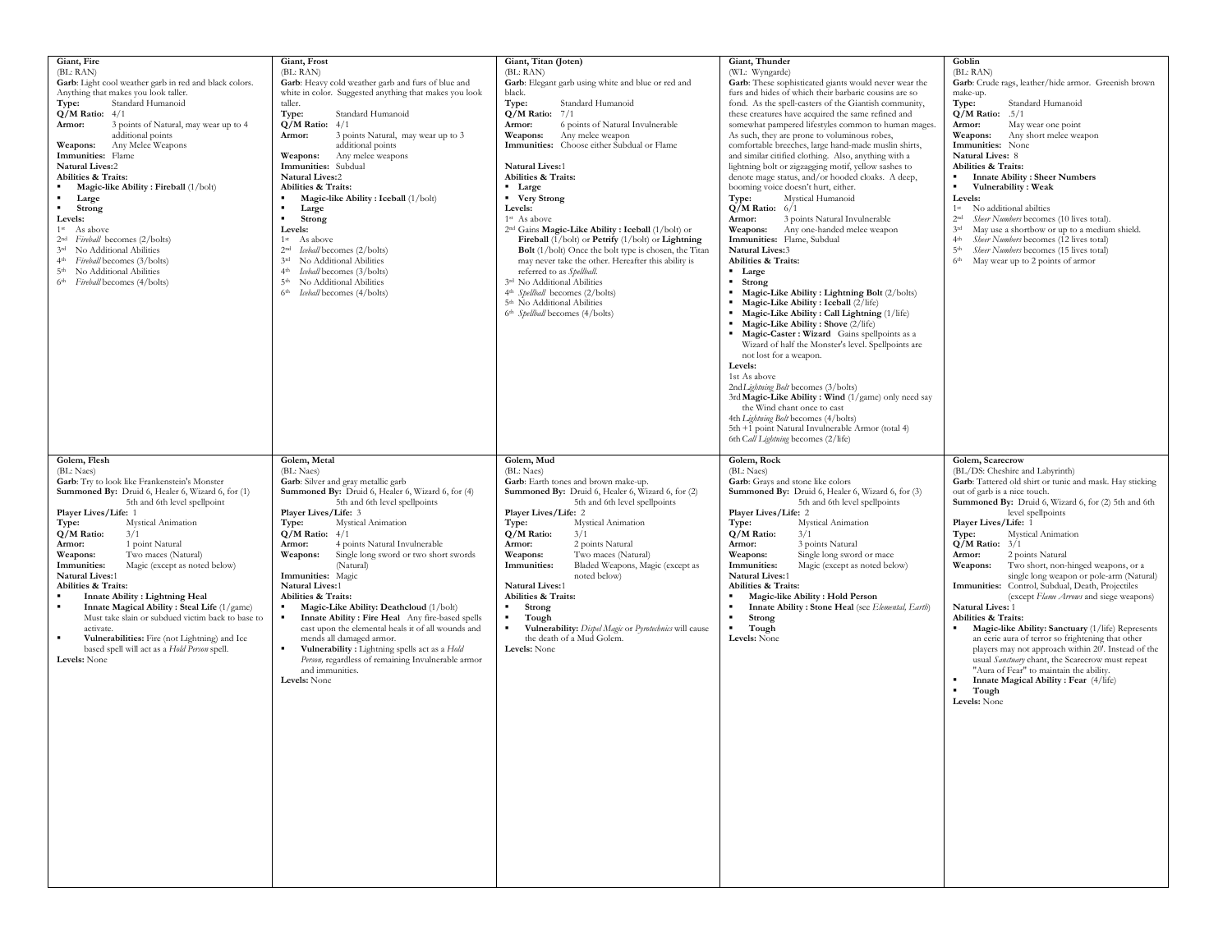## Giant, Fire

(BL: RAN)

**Garb**: Light cool weather garb in red and black colors. Anything that makes you look taller.

**Type:** Standard Humanoid

**Q/M Ratio:** 4/1

**Armor:** 3 points of Natural, may wear up to 4 additional points

**Weapons:** Any Melee Weapons

**Immunities:** Flame

**Natural Lives:** 2

**Abilities & Traits:**

- **Magic-like Ability : Fireball** (1/bolt)
- **Large**
- **Strong**

**Levels:**

1st As above

2nd *Fireball* becomes (2/bolts)

3rd No Additional Abilities

4th *Fireball* becomes (3/bolts)

5th No Additional Abilities

6th *Fireball* becomes (4/bolts)

## Giant, Frost

(BL: RAN)

**Garb**: Heavy cold weather garb and furs of blue and white in color. Suggested anything that makes you look taller.

**Type:** Standard Humanoid

**Q/M Ratio:** 4/1

**Armor:** 3 points Natural, may wear up to 3 additional points

**Weapons:** Any melee weapons

**Immunities:** Subdual

**Natural Lives:** 2

**Abilities & Traits:**

- **Magic-like Ability : Iceball** (1/bolt)
- **Large**
- **Strong**

**Levels:**

1st As above

2nd *Iceball* becomes (2/bolts)

3rd No Additional Abilities

4th *Iceball* becomes (3/bolts)

5th No Additional Abilities

6th *Iceball* becomes (4/bolts)

## Giant, Titan (Joten)

(BL: RAN)

**Garb**: Elegant garb using white and blue or red and black.

**Type:** Standard Humanoid

**Q/M Ratio:** 7/1

**Armor:** 6 points of Natural Invulnerable

**Weapons:** Any melee weapon

**Immunities:** Choose either Subdual or Flame

**Natural Lives:** 1

**Abilities & Traits:**

- **Large**
- **Very Strong**

**Levels:**

1st As above

2nd Gains **Magic-Like Ability : Iceball** (1/bolt) or **Fireball** (1/bolt) or **Petrify** (1/bolt) or **Lightning Bolt** (1/bolt) Once the bolt type is chosen, the Titan may never take the other. Hereafter this ability is referred to as *Spellball*.

3rd No Additional Abilities

4th *Spellball* becomes (2/bolts)

5th No Additional Abilities

6th *Spellball* becomes (4/bolts)

## Giant, Thunder

(WL: Wyngarde)

**Garb**: These sophisticated giants would never wear the furs and hides of which their barbaric cousins are so fond. As the spell-casters of the Giantish community, these creatures have acquired the same refined and somewhat pampered lifestyles common to human mages. As such, they are prone to voluminous robes, comfortable breeches, large hand-made muslin shirts, and similar citified clothing. Also, anything with a lightning bolt or zigzagging motif, yellow sashes to denote mage status, and/or hooded cloaks. A deep, booming voice doesn't hurt, either.

**Type:** Mystical Humanoid

**Q/M Ratio:** 6/1

**Armor:** 3 points Natural Invulnerable

**Weapons:** Any one-handed melee weapon

**Immunities:** Flame, Subdual

**Natural Lives:** 3

**Abilities & Traits:**

- **Large**
- **Strong**
- **Magic-Like Ability : Lightning Bolt** (2/bolts)
- **Magic-Like Ability : Iceball** (2/life)
- **Magic-Like Ability : Call Lightning** (1/life)
- **Magic-Like Ability : Shove** (2/life)
- **Magic-Caster : Wizard** Gains spellpoints as a Wizard of half the Monster's level. Spellpoints are not lost for a weapon.

**Levels:**

1st As above

2nd *Lightning Bolt* becomes (3/bolts)

3rd **Magic-Like Ability : Wind** (1/game) only need say the Wind chant once to cast

4th *Lightning Bolt* becomes (4/bolts)

5th +1 point Natural Invulnerable Armor (total 4)

6th *Call Lightning* becomes (2/life)

## Goblin

(BL: RAN)

**Garb**: Crude rags, leather/hide armor. Greenish brown make-up.

**Type:** Standard Humanoid

**Q/M Ratio:** .5/1

**Armor:** May wear one point

**Weapons:** Any short melee weapon

**Immunities:** None

**Natural Lives:** 8

**Abilities & Traits:**

- **Innate Ability : Sheer Numbers**
- **Vulnerability : Weak**

**Levels:**

1st No additional abilties

2nd *Sheer Numbers* becomes (10 lives total).

3rd May use a shortbow or up to a medium shield.

4th *Sheer Numbers* becomes (12 lives total)

5th *Sheer Numbers* becomes (15 lives total)

6th May wear up to 2 points of armor

## Golem, Flesh

(BL: Naes)

**Garb**: Try to look like Frankenstein's Monster

**Summoned By:** Druid 6, Healer 6, Wizard 6, for (1) 5th and 6th level spellpoint

**Player Lives/Life:** 1

**Type:** Mystical Animation

**Q/M Ratio:** 3/1

**Armor:** 1 point Natural

**Weapons:** Two maces (Natural)

**Immunities:** Magic (except as noted below)

**Natural Lives:** 1

**Abilities & Traits:**

- **Innate Ability : Lightning Heal**
- **Innate Magical Ability : Steal Life** (1/game) Must take slain or subdued victim back to base to activate.
- **Vulnerabilities:** Fire (not Lightning) and Ice based spell will act as a *Hold Person* spell.

**Levels:** None

## Golem, Metal

(BL: Naes)

**Garb**: Silver and gray metallic garb

**Summoned By:** Druid 6, Healer 6, Wizard 6, for (4) 5th and 6th level spellpoints

**Player Lives/Life:** 3

**Type:** Mystical Animation

**Q/M Ratio:** 4/1

**Armor:** 4 points Natural Invulnerable

**Weapons:** Single long sword or two short swords (Natural)

**Immunities:** Magic

**Natural Lives:** 1

**Abilities & Traits:**

- **Magic-Like Ability: Deathcloud** (1/bolt)
- **Innate Ability : Fire Heal** Any fire-based spells cast upon the elemental heals it of all wounds and mends all damaged armor.
- **Vulnerability :** Lightning spells act as a *Hold Person*, regardless of remaining Invulnerable armor and immunities.

**Levels:** None

## Golem, Mud

(BL: Naes)

**Garb**: Earth tones and brown make-up.

**Summoned By:** Druid 6, Healer 6, Wizard 6, for (2) 5th and 6th level spellpoints

**Player Lives/Life:** 2

**Type:** Mystical Animation

**Q/M Ratio:** 3/1

**Armor:** 2 points Natural

**Weapons:** Two maces (Natural)

**Immunities:** Bladed Weapons, Magic (except as noted below)

**Natural Lives:** 1

**Abilities & Traits:**

- **Strong**
- **Tough**
- **Vulnerability:** *Dispel Magic* or *Pyrotechnics* will cause the death of a Mud Golem.

**Levels:** None

## Golem, Rock

(BL: Naes)

**Garb**: Grays and stone like colors

**Summoned By:** Druid 6, Healer 6, Wizard 6, for (3) 5th and 6th level spellpoints

**Player Lives/Life:** 2

**Type:** Mystical Animation

**Q/M Ratio:** 3/1

**Armor:** 3 points Natural

**Weapons:** Single long sword or mace

**Immunities:** Magic (except as noted below)

**Natural Lives:** 1

**Abilities & Traits:**

- **Magic-like Ability : Hold Person**
- **Innate Ability : Stone Heal** (see *Elemental, Earth*)
- **Strong**
- **Tough**

**Levels:** None

## Golem, Scarecrow

(BL/DS: Cheshire and Labyrinth)

**Garb**: Tattered old shirt or tunic and mask. Hay sticking out of garb is a nice touch.

**Summoned By:** Druid 6, Wizard 6, for (2) 5th and 6th level spellpoints

**Player Lives/Life:** 1

**Type:** Mystical Animation

**Q/M Ratio:** 3/1

**Armor:** 2 points Natural

**Weapons:** Two short, non-hinged weapons, or a single long weapon or pole-arm (Natural)

**Immunities:** Control, Subdual, Death, Projectiles (except *Flame Arrows* and siege weapons)

**Natural Lives:** 1

**Abilities & Traits:**

- **Magic-like Ability: Sanctuary** (1/life) Represents an eerie aura of terror so frightening that other players may not approach within 20'. Instead of the usual *Sanctuary* chant, the Scarecrow must repeat "Aura of Fear" to maintain the ability.
- **Innate Magical Ability : Fear** (4/life)
- **Tough**

**Levels:** None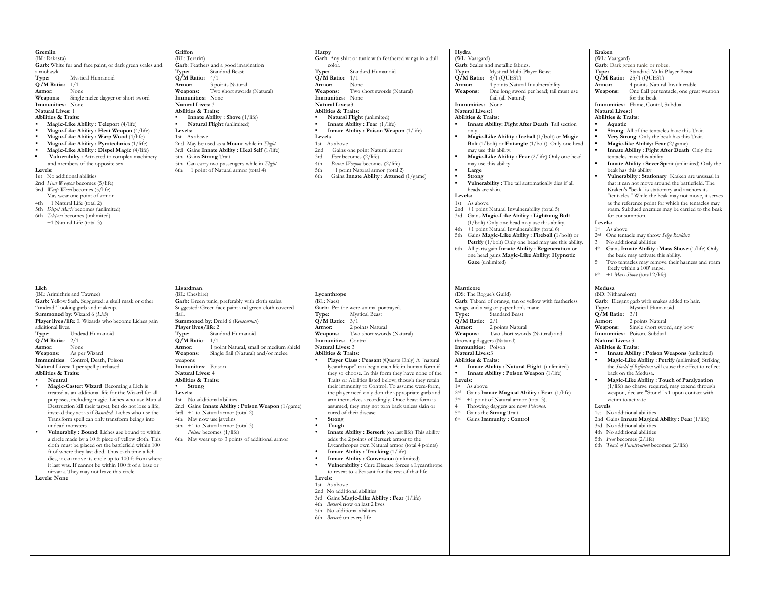## Gremlin

(BL: Rakasta)

**Garb:** White fur and face paint, or dark green scales and a mohawk
**Type:** Mystical Humanoid
**Q/M Ratio:** 1/1
**Armor:** None
**Weapons:** Single melee dagger or short sword
**Immunities:** None
**Natural Lives:** 1
**Abilities & Traits:**

- **Magic-Like Ability : Teleport** (4/life)
- **Magic-Like Ability : Heat Weapon** (4/life)
- **Magic-Like Ability : Warp Wood** (4/life)
- **Magic-Like Ability : Pyrotechnics** (1/life)
- **Magic-Like Ability : Dispel Magic** (4/life)
- **Vulnerabilty :** Attracted to complex machinery and members of the opposite sex.

**Levels:**

1st No additional abilities
2nd *Heat Weapon* becomes (5/life)
3rd *Warp Wood* becomes (5/life)
 May wear one point of armor
4th +1 Natural Life (total 2)
5th *Dispel Magic* becomes (unlimited)
6th *Teleport* becomes (unlimited)
 +1 Natural Life (total 3)

## Griffon

(BL: Terarin)

**Garb**: Feathers and a good imagination
**Type:** Standard Beast
**Q/M Ratio:** 4/1
**Armor:** 3 points Natural
**Weapons:** Two short swords (Natural)
**Immunities:** None
**Natural Lives:** 3
**Abilities & Traits:**

- **Innate Ability : Shove** (1/life)
- **Natural Flight** (unlimited)

**Levels:**

1st As above
2nd May be used as a **Mount** while in *Flight*
3rd Gains **Innate Ability : Heal Self** (1/life)
5th Gains **Strong** Trait
5th Can carry two passengers while in *Flight*
6th +1 point of Natural armor (total 4)

## Harpy

**Garb**: Any shirt or tunic with feathered wings in a dull color.
**Type:** Standard Humanoid
**Q/M Ratio:** 1/1
**Armor:** None
**Weapons:** Two short swords (Natural)
**Immunities:** None
**Natural Lives:** 3
**Abilities & Traits:**

- **Natural Flight** (unlimited)
- **Innate Ability : Fear** (1/life)
- **Innate Ability : Poison Weapon** (1/life)

**Levels**

1st As above
2nd Gains one point Natural armor
3rd *Fear* becomes (2/life)
4th *Poison Weapon* becomes (2/life)
5th +1 point Natural armor (total 2)
6th Gains **Innate Ability : Attuned** (1/game)

## Hydra

(WL: Vaargard)

**Garb**: Scales and metallic fabrics.
**Type:** Mystical Multi-Player Beast
**Q/M Ratio:** 8/1 (QUEST)
**Armor:** 4 points Natural Invulnerability
**Weapons:** One long sword per head; tail must use flail (all Natural)
**Immunities:** None
**Natural Lives:** 1
**Abilities & Traits:**

- **Innate Ability: Fight After Death** Tail section only.
- **Magic-Like Ability : Iceball** (1/bolt) or **Magic Bolt** (1/bolt) or **Entangle** (1/bolt) Only one head may use this ability.
- **Magic-Like Ability : Fear** (2/life) Only one head may use this ability.
- **Large**
- **Strong**
- **Vulnerability :** The tail automatically dies if all heads are slain.

**Levels:**

1st As above
2nd +1 point Natural Invulnerability (total 5)
3rd Gains **Magic-Like Ability : Lightning Bolt** (1/bolt) Only one head may use this ability.
4th +1 point Natural Invulnerability (total 6)
5th Gains **Magic-Like Ability : Fireball (**1/bolt) or **Petrify** (1/bolt) Only one head may use this ability.
6th All parts gain **Innate Ability : Regeneration** or one head gains **Magic-Like Ability: Hypnotic Gaze** (unlimited)

## Kraken

(WL: Vaargard)

**Garb**: Dark green tunic or robes.
**Type:** Standard Multi-Player Beast
**Q/M Ratio:** 25/1 (QUEST)
**Armor:** 4 points Natural Invulnerable
**Weapons:** One flail per tentacle, one great weapon for the beak
**Immunities:** Flame, Contol, Subdual
**Natural Lives:** 1
**Abilities & Traits:**

- **Aquatic**
- **Strong** All of the tentacles have this Trait.
- **Very Strong** Only the beak has this Trait.
- **Magic-like Ability: Fear** (2/game)
- **Innate Ability : Fight After Death** Only the tentacles have this ability
- **Innate Ability : Sever Spirit** (unlimited) Only the beak has this ability
- **Vulnerabilty : Stationary** Kraken are unusual in that it can not move around the battlefield. The Kraken's "beak" is stationary and anchors its "tentacles." While the beak may not move, it serves as the reference point for which the tentacles may roam. Subdued enemies may be carried to the beak for consumption.

**Levels:**

1st As above
2nd One tentacle may throw *Seige Boulders*
3rd No additional abilities
4th Gains **Innate Ability : Mass Shove** (1/life) Only the beak may activate this ability.
5th Two tentacles may remove their harness and roam freely within a 100' range.
6th +1 *Mass Shove* (total 2/life).

## Lich

(BL: Arimithris and Tawnee)

**Garb:** Yellow Sash. Suggested: a skull mask or other "undead" looking garb and makeup.
**Summoned by**: Wizard 6 (*Lich*)
**Player lives/life**: 0. Wizards who become Liches gain additional lives.
**Type**: Undead Humanoid
**Q/M Ratio**: 2/1
**Armor**: None
**Weapons**: As per Wizard
**Immunities**: Control, Death, Poison
**Natural Lives:** 1 per spell purchased
**Abilities & Traits**:

- **Neutral**
- **Magic-Caster: Wizard** Becoming a Lich is treated as an additional life for the Wizard for all purposes, including magic. Liches who use Mutual Destruction kill their target, but do not lose a life, instead they act as if *Banished*. Liches who use the Transform spell can only transform beings into undead monsters
- **Vulnerabilty : Bound**: Liches are bound to within a circle made by a 10 ft piece of yellow cloth. This cloth must be placed on the battlefield within 100 ft of where they last died. Thus each time a lich dies, it can move its circle up to 100 ft from where it last was. If cannot be within 100 ft of a base or nirvana. They may not leave this circle.

**Levels: None**

## Lizardman

(BL: Cheshire)

**Garb:** Green tunic, preferably with cloth scales. Suggested: Green face paint and green cloth covered flail.
**Summoned by**: Druid 6 (*Reincarnate*)
**Player lives/life**: 2
**Type**: Standard Humanoid
**Q/M Ratio**: 1/1
**Armor**: 1 point Natural, small or medium shield
**Weapons**: Single flail (Natural) and/or melee weapons
**Immunities**: Poison
**Natural Lives:** 4
**Abilities & Traits**:

- **Strong**

**Levels:**

1st No additional abilities
2nd Gains **Innate Ability : Poison Weapon** (1/game)
3rd +1 to Natural armor (total 2)
4th May now use javelins
5th +1 to Natural armor (total 3)
 *Poison* becomes (1/life)
6th May wear up to 3 points of additional armor

## Lycanthrope

(BL: Naes)

**Garb:** Per the were-animal portrayed.
**Type:** Mystical Beast
**Q/M Ratio:** 3/1
**Armor:** 2 points Natural
**Weapons:** Two short swords (Natural)
**Immunities:** Control
**Natural Lives:** 3
**Abilities & Traits:**

- **Player Class : Peasant** (Quests Only) A "natural lycanthrope" can begin each life in human form if they so choose. In this form they have none of the Traits or Abilities listed below, though they retain their immunity to Control. To assume were-form, the player need only don the appropriate garb and arm themselves accordingly. Once beast form is assumed, they may not turn back unless slain or cured of their disease.
- **Strong**
- **Tough**
- **Innate Ability : Berserk** (on last life) This ability adds the 2 points of Berserk armor to the Lycanthropes own Natural armor (total 4 points)
- **Innate Ability : Tracking** (1/life)
- **Innate Ability : Conversion** (unlimited)
- **Vulnerability :** Cure Disease forces a Lycanthrope to revert to a Peasant for the rest of that life.

**Levels:**

1st As above
2nd No additional abilities
3rd Gains **Magic-Like Ability : Fear** (1/life)
4th *Berserk* now on last 2 lives
5th No additional abilities
6th *Berserk* on every life

## Manticore

(DS: The Rogue's Guild)

**Garb:** Tabard of orange, tan or yellow with featherless wings, and a wig or paper lion's mane.
**Type:** Standard Beast
**Q/M Ratio:** 2/1
**Armor:** 2 points Natural
**Weapons:** Two short swords (Natural) and throwing daggers (Natural)
**Immunities:** Poison
**Natural Lives:** 3
**Abilities & Traits:**

- **Innate Ability : Natural Flight** (unlimited)
- **Innate Ability : Poison Weapon** (1/life)

**Levels:**

1st As above
2nd Gains **Innate Magical Ability : Fear** (1/life)
3rd +1 point of Natural armor (total 3).
4th Throwing daggers are now *Poisoned*.
5th Gains the **Strong** Trait
6th Gains **Immunity : Control**

## Medusa

(BD: Nithanalorn)

**Garb:** Elegant garb with snakes added to hair.
**Type:** Mystical Humanoid
**Q/M Ratio:** 3/1
**Armor:** 2 points Natural
**Weapons:** Single short sword, any bow
**Immunities:** Poison, Subdual
**Natural Lives:** 3
**Abilities & Traits:**

- **Innate Ability : Poison Weapons** (unlimited)
- **Magic-Like Ability : Petrify** (unlimited) Striking the *Shield of Reflection* will cause the effect to reflect back on the Medusa.
- **Magic-Like Ability : Touch of Paralyzation** (1/life) no charge required, may extend through weapon, declare "Stone!" x1 upon contact with victim to activate

**Levels**

1st No additional abilities
2nd Gains **Innate Magical Ability : Fear** (1/life)
3rd No additional abilities
4th No additional abilities
5th *Fear* becomes (2/life)
6th *Touch of Paralyzation* becomes (2/life)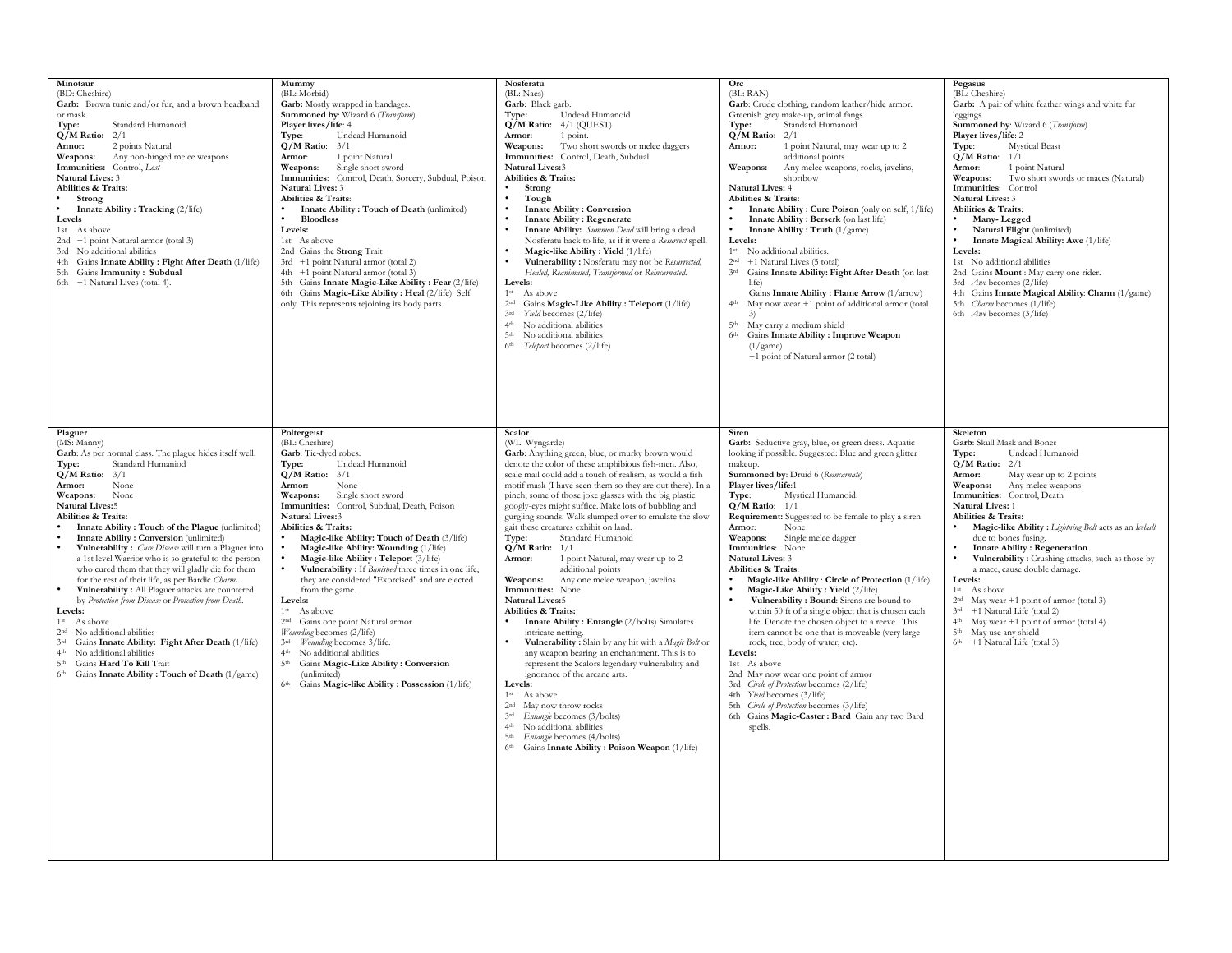### Minotaur

(BD: Cheshire)

**Garb:** Brown tunic and/or fur, and a brown headband or mask.

**Type:** Standard Humanoid
**Q/M Ratio:** 2/1
**Armor:** 2 points Natural
**Weapons:** Any non-hinged melee weapons
**Immunities:** Control, *Lost*
**Natural Lives:** 3

**Abilities & Traits:**

- **Strong**
- **Innate Ability : Tracking** (2/life)

**Levels**

1st As above
2nd +1 point Natural armor (total 3)
3rd No additional abilities
4th Gains **Innate Ability : Fight After Death** (1/life)
5th Gains **Immunity : Subdual**
6th +1 Natural Lives (total 4).

### Mummy

(BL: Morbid)

**Garb:** Mostly wrapped in bandages.

**Summoned by**: Wizard 6 (*Transform*)
**Player lives/life**: 4
**Type**: Undead Humanoid
**Q/M Ratio**: 3/1
**Armor**: 1 point Natural
**Weapons**: Single short sword
**Immunities**: Control, Death, Sorcery, Subdual, Poison
**Natural Lives:** 3

**Abilities & Traits**:

- **Innate Ability : Touch of Death** (unlimited)
- **Bloodless**

**Levels:**

1st As above
2nd Gains the **Strong** Trait
3rd +1 point Natural armor (total 2)
4th +1 point Natural armor (total 3)
5th Gains **Innate Magic-Like Ability : Fear** (2/life)
6th Gains **Magic-Like Ability : Heal** (2/life) Self only. This represents rejoining its body parts.

### Nosferatu

(BL: Naes)

**Garb**: Black garb.

**Type:** Undead Humanoid
**Q/M Ratio:** 4/1 (QUEST)
**Armor:** 1 point.
**Weapons:** Two short swords or melee daggers
**Immunities:** Control, Death, Subdual
**Natural Lives:**3

**Abilities & Traits:**

- **Strong**
- **Tough**
- **Innate Ability : Conversion**
- **Innate Ability : Regenerate**
- **Innate Ability:** *Summon Dead* will bring a dead Nosferatu back to life, as if it were a *Resurrect* spell.
- **Magic-like Ability : Yield** (1/life)
- **Vulnerability :** Nosferatu may not be *Resurrected, Healed, Reanimated, Transformed* or *Reincarnated*.

**Levels:**

1st As above
2nd Gains **Magic-Like Ability : Teleport** (1/life)
3rd *Yield* becomes (2/life)
4th No additional abilities
5th No additional abilities
6th *Teleport* becomes (2/life)

### Orc

(BL: RAN)

**Garb**: Crude clothing, random leather/hide armor. Greenish grey make-up, animal fangs.

**Type:** Standard Humanoid
**Q/M Ratio:** 2/1
**Armor:** 1 point Natural, may wear up to 2 additional points
**Weapons:** Any melee weapons, rocks, javelins, shortbow
**Natural Lives:** 4

**Abilities & Traits:**

- **Innate Ability : Cure Poison** (only on self, 1/life)
- **Innate Ability : Berserk (**on last life)
- **Innate Ability : Truth** (1/game)

**Levels:**

1st No additional abilities.
2nd +1 Natural Lives (5 total)
3rd Gains **Innate Ability: Fight After Death** (on last life)
Gains **Innate Ability : Flame Arrow** (1/arrow)
4th May now wear +1 point of additional armor (total 3)
5th May carry a medium shield
6th Gains **Innate Ability : Improve Weapon** (1/game)
+1 point of Natural armor (2 total)

### Pegasus

(BL: Cheshire)

**Garb:** A pair of white feather wings and white fur leggings.

**Summoned by**: Wizard 6 (*Transform*)
**Player lives/life**: 2
**Type**: Mystical Beast
**Q/M Ratio**: 1/1
**Armor**: 1 point Natural
**Weapons**: Two short swords or maces (Natural)
**Immunities**: Control
**Natural Lives:** 3

**Abilities & Traits**:

- **Many- Legged**
- **Natural Flight** (unlimited)
- **Innate Magical Ability: Awe** (1/life)

**Levels:**

1st No additional abilities
2nd Gains **Mount** : May carry one rider.
3rd *Awe* becomes (2/life)
4th Gains **Innate Magical Ability**: **Charm** (1/game)
5th *Charm* becomes (1/life)
6th *Awe* becomes (3/life)

### Plaguer

(MS: Manny)

**Garb**: As per normal class. The plague hides itself well.

**Type:** Standard Humaniod
**Q/M Ratio:** 3/1
**Armor:** None
**Weapons:** None
**Natural Lives:**5

**Abilities & Traits:**

- **Innate Ability : Touch of the Plague** (unlimited)
- **Innate Ability : Conversion** (unlimited)
- **Vulnerability :** *Cure Disease* will turn a Plaguer into a 1st level Warrior who is so grateful to the person who cured them that they will gladly die for them for the rest of their life, as per Bardic *Charm***.**
- **Vulnerability :** All Plaguer attacks are countered by *Protection from Disease* or *Protection from Death*.

**Levels:**

1st As above
2nd No additional abilities
3rd Gains **Innate Ability: Fight After Death** (1/life)
4th No additional abilities
5th Gains **Hard To Kill** Trait
6th Gains **Innate Ability : Touch of Death** (1/game)

### Poltergeist

(BL: Cheshire)

**Garb**: Tie-dyed robes.

**Type:** Undead Humanoid
**Q/M Ratio:** 3/1
**Armor:** None
**Weapons:** Single short sword
**Immunities:** Control, Subdual, Death, Poison
**Natural Lives:**3

**Abilities & Traits:**

- **Magic-like Ability: Touch of Death** (3/life)
- **Magic-like Ability: Wounding** (1/life)
- **Magic-like Ability : Teleport** (3/life)
- **Vulnerability :** If *Banished* three times in one life, they are considered "Exorcised" and are ejected from the game.

**Levels:**

1st As above
2nd Gains one point Natural armor
*Wounding* becomes (2/life)
3rd *Wounding* becomes 3/life.
4th No additional abilities
5th Gains **Magic-Like Ability : Conversion** (unlimited)
6th Gains **Magic-like Ability : Possession** (1/life)

### Scalor

(WL: Wyngarde)

**Garb**: Anything green, blue, or murky brown would denote the color of these amphibious fish-men. Also, scale mail could add a touch of realism, as would a fish motif mask (I have seen them so they are out there). In a pinch, some of those joke glasses with the big plastic googly-eyes might suffice. Make lots of bubbling and gurgling sounds. Walk slumped over to emulate the slow gait these creatures exhibit on land.

**Type:** Standard Humanoid
**Q/M Ratio:** 1/1
**Armor:** 1 point Natural, may wear up to 2 additional points
**Weapons:** Any one melee weapon, javelins
**Immunities:** None
**Natural Lives:**5

**Abilities & Traits:**

- **Innate Ability : Entangle** (2/bolts) Simulates intricate netting.
- **Vulnerability :** Slain by any hit with a *Magic Bolt* or any weapon bearing an enchantment. This is to represent the Scalors legendary vulnerability and ignorance of the arcane arts.

**Levels:**

1st As above
2nd May now throw rocks
3rd *Entangle* becomes (3/bolts)
4th No additional abilities
5th *Entangle* becomes (4/bolts)
6th Gains **Innate Ability : Poison Weapon** (1/life)

### Siren

**Garb:** Seductive gray, blue, or green dress. Aquatic looking if possible. Suggested: Blue and green glitter makeup.

**Summoned by**: Druid 6 (*Reincarnate*)
**Player lives/life**:1
**Type**: Mystical Humanoid.
**Q/M Ratio**: 1/1
**Requirement:** Suggested to be female to play a siren
**Armor**: None
**Weapons**: Single melee dagger
**Immunities**: None
**Natural Lives:** 3

**Abilities & Traits**:

- **Magic-like Ability** : **Circle of Protection** (1/life)
- **Magic-Like Ability : Yield** (2/life)
- **Vulnerability : Bound**: Sirens are bound to within 50 ft of a single object that is chosen each life. Denote the chosen object to a reeve. This item cannot be one that is moveable (very large rock, tree, body of water, etc).

**Levels:**

1st As above
2nd May now wear one point of armor
3rd *Circle of Protection* becomes (2/life)
4th *Yield* becomes (3/life)
5th *Circle of Protection* becomes (3/life)
6th Gains **Magic-Caster : Bard** Gain any two Bard spells.

### Skeleton

**Garb**: Skull Mask and Bones

**Type:** Undead Humanoid
**Q/M Ratio:** 2/1
**Armor:** May wear up to 2 points
**Weapons:** Any melee weapons
**Immunities:** Control, Death
**Natural Lives:** 1

**Abilities & Traits:**

- **Magic-like Ability :** *Lightning Bolt* acts as an *Iceball* due to bones fusing.
- **Innate Ability : Regeneration**
- **Vulnerability :** Crushing attacks, such as those by a mace, cause double damage.

**Levels:**

1st As above
2nd May wear +1 point of armor (total 3)
3rd +1 Natural Life (total 2)
4th May wear +1 point of armor (total 4)
5th May use any shield
6th +1 Natural Life (total 3)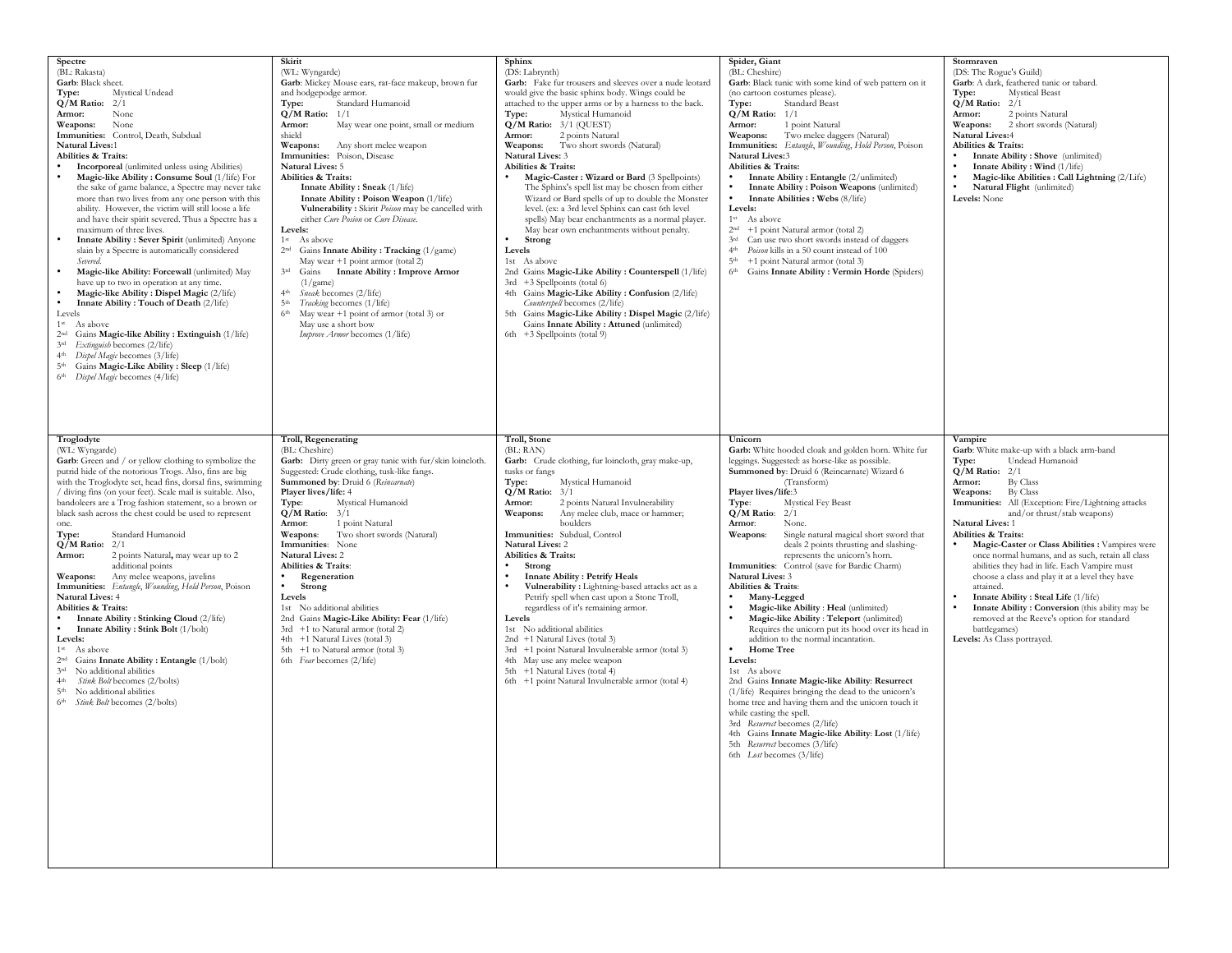## Spectre

(BL: Rakasta)

**Garb**: Black sheet.

**Type:** Mystical Undead

**Q/M Ratio:** 2/1

**Armor:** None

**Weapons:** None

**Immunities:** Control, Death, Subdual

**Natural Lives:** 1

**Abilities & Traits:**

- **Incorporeal** (unlimited unless using Abilities)
- **Magic-like Ability : Consume Soul** (1/life) For the sake of game balance, a Spectre may never take more than two lives from any one person with this ability. However, the victim will still loose a life and have their spirit severed. Thus a Spectre has a maximum of three lives.
- **Innate Ability : Sever Spirit** (unlimited) Anyone slain by a Spectre is automatically considered *Severed*.
- **Magic-like Ability: Forcewall** (unlimited) May have up to two in operation at any time.
- **Magic-like Ability : Dispel Magic** (2/life)
- **Innate Ability : Touch of Death** (2/life)

Levels

1st As above
2nd Gains **Magic-like Ability : Extinguish** (1/life)
3rd *Extinguish* becomes (2/life)
4th *Dispel Magic* becomes (3/life)
5th Gains **Magic-Like Ability : Sleep** (1/life)
6th *Dispel Magic* becomes (4/life)

## Skirit

(WL: Wyngarde)

**Garb**: Mickey Mouse ears, rat-face makeup, brown fur and hodgepodge armor.

**Type:** Standard Humanoid

**Q/M Ratio:** 1/1

**Armor:** May wear one point, small or medium shield

**Weapons:** Any short melee weapon

**Immunities:** Poison, Disease

**Natural Lives:** 5

**Abilities & Traits:**

**Innate Ability : Sneak** (1/life)
**Innate Ability : Poison Weapon** (1/life)
**Vulnerability :** Skirit *Poison* may be cancelled with either *Cure Posion* or *Cure Disease*.

**Levels:**

1st As above
2nd Gains **Innate Ability : Tracking** (1/game) May wear +1 point armor (total 2)
3rd Gains **Innate Ability : Improve Armor** (1/game)
4th *Sneak* becomes (2/life)
5th *Tracking* becomes (1/life)
6th May wear +1 point of armor (total 3) or May use a short bow
*Improve Armor* becomes (1/life)

## Sphinx

(DS: Labrynth)

**Garb:** Fake fur trousers and sleeves over a nude leotard would give the basic sphinx body. Wings could be attached to the upper arms or by a harness to the back.

**Type:** Mystical Humanoid

**Q/M Ratio:** 3/1 (QUEST)

**Armor:** 2 points Natural

**Weapons:** Two short swords (Natural)

**Natural Lives:** 3

**Abilities & Traits:**

- **Magic-Caster : Wizard or Bard** (3 Spellpoints) The Sphinx's spell list may be chosen from either Wizard or Bard spells of up to double the Monster level. (ex: a 3rd level Sphinx can cast 6th level spells) May bear enchantments as a normal player. May bear own enchantments without penalty.
- **Strong**

**Levels**

1st As above
2nd Gains **Magic-Like Ability : Counterspell** (1/life)
3rd +3 Spellpoints (total 6)
4th Gains **Magic-Like Ability : Confusion** (2/life) *Counterspell* becomes (2/life)
5th Gains **Magic-Like Ability : Dispel Magic** (2/life) Gains **Innate Ability : Attuned** (unlimited)
6th +3 Spellpoints (total 9)

## Spider, Giant

(BL: Cheshire)

**Garb**: Black tunic with some kind of web pattern on it (no cartoon costumes please).

**Type:** Standard Beast

**Q/M Ratio:** 1/1

**Armor:** 1 point Natural

**Weapons:** Two melee daggers (Natural)

**Immunities:** *Entangle*, *Wounding*, *Hold Person*, Poison

**Natural Lives:** 3

**Abilities & Traits:**

- **Innate Ability : Entangle** (2/unlimited)
- **Innate Ability : Poison Weapons** (unlimited)
- **Innate Abilities : Webs** (8/life)

**Levels:**

1st As above
2nd +1 point Natural armor (total 2)
3rd Can use two short swords instead of daggers
4th *Poison* kills in a 50 count instead of 100
5th +1 point Natural armor (total 3)
6th Gains **Innate Ability : Vermin Horde** (Spiders)

## Stormraven

(DS: The Rogue's Guild)

**Garb**: A dark, feathered tunic or tabard.

**Type:** Mystical Beast

**Q/M Ratio:** 2/1

**Armor:** 2 points Natural

**Weapons:** 2 short swords (Natural)

**Natural Lives:** 4

**Abilities & Traits:**

- **Innate Ability : Shove** (unlimited)
- **Innate Ability : Wind** (1/life)
- **Magic-like Abilities : Call Lightning** (2/Life)
- **Natural Flight** (unlimited)

**Levels:** None

## Troglodyte

(WL: Wyngarde)

**Garb**: Green and / or yellow clothing to symbolize the putrid hide of the notorious Trogs. Also, fins are big with the Troglodyte set, head fins, dorsal fins, swimming / diving fins (on your feet). Scale mail is suitable. Also, bandoleers are a Trog fashion statement, so a brown or black sash across the chest could be used to represent one.

**Type:** Standard Humanoid

**Q/M Ratio:** 2/1

**Armor:** 2 points Natural, may wear up to 2 additional points

**Weapons:** Any melee weapons, javelins

**Immunities:** *Entangle*, *Wounding*, *Hold Person*, Poison

**Natural Lives:** 4

**Abilities & Traits:**

- **Innate Ability : Stinking Cloud** (2/life)
- **Innate Ability : Stink Bolt** (1/bolt)

**Levels:**

1st As above
2nd Gains **Innate Ability : Entangle** (1/bolt)
3rd No additional abilities
4th *Stink Bolt* becomes (2/bolts)
5th No additional abilities
6th *Stink Bolt* becomes (2/bolts)

## Troll, Regenerating

(BL: Cheshire)

**Garb:** Dirty green or gray tunic with fur/skin loincloth. Suggested: Crude clothing, tusk-like fangs.

**Summoned by:** Druid 6 (*Reincarnate*)

**Player lives/life:** 4

**Type**: Mystical Humanoid

**Q/M Ratio**: 3/1

**Armor**: 1 point Natural

**Weapons**: Two short swords (Natural)

**Immunities**: None

**Natural Lives:** 2

**Abilities & Traits**:

- **Regeneration**
- **Strong**

**Levels**

1st No additional abilities
2nd Gains **Magic-Like Ability: Fear** (1/life)
3rd +1 to Natural armor (total 2)
4th +1 Natural Lives (total 3)
5th +1 to Natural armor (total 3)
6th *Fear* becomes (2/life)

## Troll, Stone

(BL: RAN)

**Garb:** Crude clothing, fur loincloth, gray make-up, tusks or fangs

**Type:** Mystical Humanoid

**Q/M Ratio:** 3/1

**Armor:** 2 points Natural Invulnerability

**Weapons:** Any melee club, mace or hammer; boulders

**Immunities:** Subdual, Control

**Natural Lives:** 2

**Abilities & Traits:**

- **Strong**
- **Innate Ability : Petrify Heals**
- **Vulnerability :** Lightning-based attacks act as a Petrify spell when cast upon a Stone Troll, regardless of it's remaining armor.

**Levels**

1st No additional abilities
2nd +1 Natural Lives (total 3)
3rd +1 point Natural Invulnerable armor (total 3)
4th May use any melee weapon
5th +1 Natural Lives (total 4)
6th +1 point Natural Invulnerable armor (total 4)

## Unicorn

**Garb:** White hooded cloak and golden horn. White fur leggings. Suggested: as horse-like as possible.

**Summoned by:** Druid 6 (Reincarnate) Wizard 6 (Transform)

**Player lives/life:** 3

**Type**: Mystical Fey Beast

**Q/M Ratio**: 2/1

**Armor**: None.

**Weapons**: Single natural magical short sword that deals 2 points thrusting and slashing-represents the unicorn's horn.

**Immunities**: Control (save for Bardic Charm)

**Natural Lives:** 3

**Abilities & Traits**:

- **Many-Legged**
- **Magic-like Ability** : **Heal** (unlimited)
- **Magic-like Ability** : **Teleport** (unlimited) Requires the unicorn put its hood over its head in addition to the normal incantation.
- **Home Tree**

**Levels:**

1st As above
2nd Gains **Innate Magic-like Ability**: **Resurrect** (1/life) Requires bringing the dead to the unicorn's home tree and having them and the unicorn touch it while casting the spell.
3rd *Resurrect* becomes (2/life)
4th Gains **Innate Magic-like Ability**: **Lost** (1/life)
5th *Resurrect* becomes (3/life)
6th *Lost* becomes (3/life)

## Vampire

**Garb**: White make-up with a black arm-band

**Type:** Undead Humanoid

**Q/M Ratio:** 2/1

**Armor:** By Class

**Weapons:** By Class

**Immunities:** All (Exception: Fire/Lightning attacks and/or thrust/stab weapons)

**Natural Lives:** 1

**Abilities & Traits:**

- **Magic-Caster** or **Class Abilities :** Vampires were once normal humans, and as such, retain all class abilities they had in life. Each Vampire must choose a class and play it at a level they have attained.
- **Innate Ability : Steal Life** (1/life)
- **Innate Ability : Conversion** (this ability may be removed at the Reeve's option for standard battlegames)

**Levels:** As Class portrayed.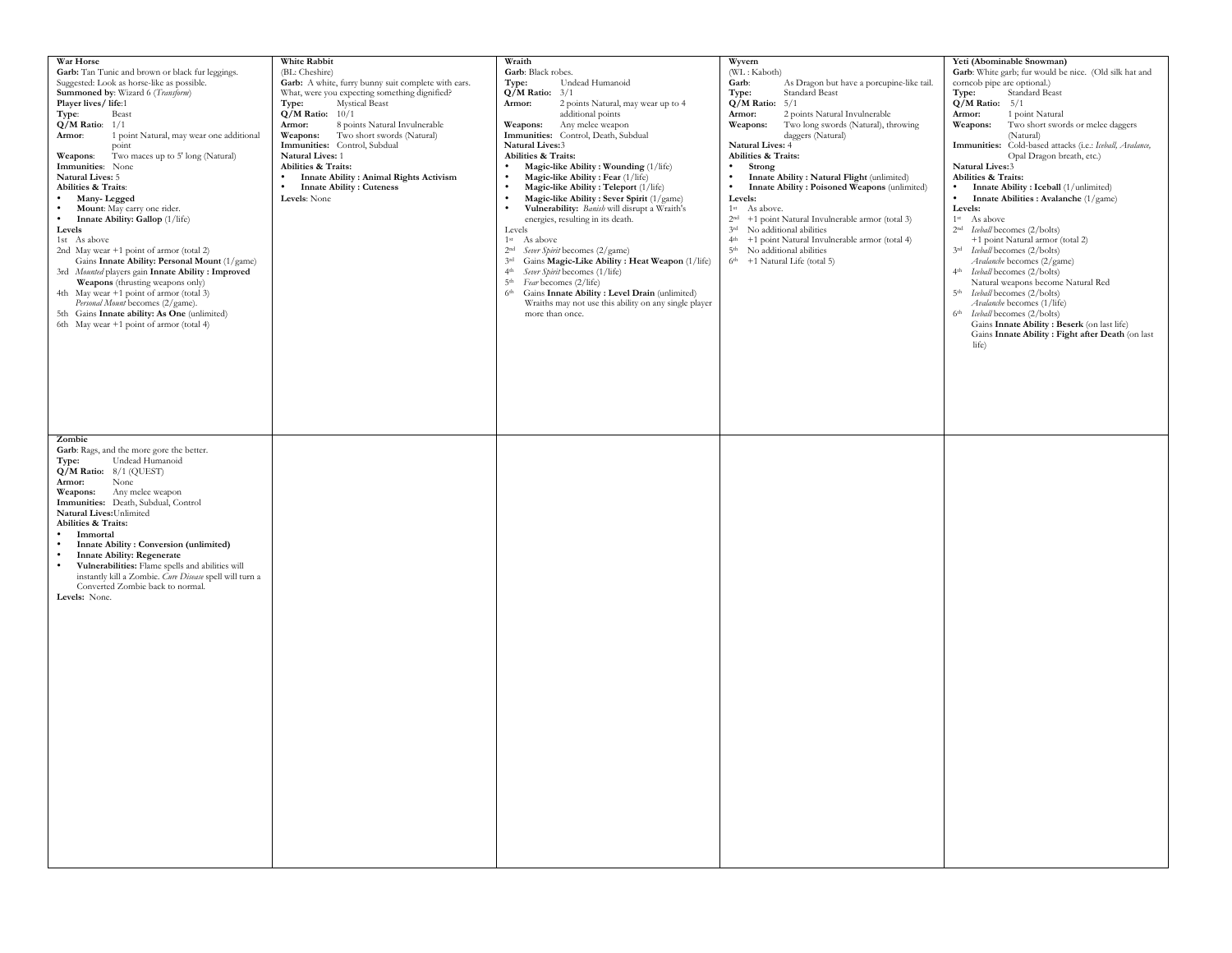**War Horse**
**Garb:** Tan Tunic and brown or black fur leggings. Suggested: Look as horse-like as possible.
**Summoned by:** Wizard 6 (*Transform*)
**Player lives/ life:**1
**Type:** Beast
**Q/M Ratio:** 1/1
**Armor:** 1 point Natural, may wear one additional point
**Weapons:** Two maces up to 5' long (Natural)
**Immunities:** None
**Natural Lives:** 5
**Abilities & Traits:**

- **Many- Legged**
- **Mount**: May carry one rider.
- **Innate Ability: Gallop** (1/life)

**Levels**
1st As above
2nd May wear +1 point of armor (total 2)
Gains **Innate Ability: Personal Mount** (1/game)
3rd *Mounted* players gain **Innate Ability : Improved Weapons** (thrusting weapons only)
4th May wear +1 point of armor (total 3)
*Personal Mount* becomes (2/game).
5th Gains **Innate ability: As One** (unlimited)
6th May wear +1 point of armor (total 4)

**White Rabbit**
(BL: Cheshire)
**Garb:** A white, furry bunny suit complete with ears. What, were you expecting something dignified?
**Type:** Mystical Beast
**Q/M Ratio:** 10/1
**Armor:** 8 points Natural Invulnerable
**Weapons:** Two short swords (Natural)
**Immunities:** Control, Subdual
**Natural Lives:** 1
**Abilities & Traits:**

- **Innate Ability : Animal Rights Activism**
- **Innate Ability : Cuteness**

**Levels**: None

**Wraith**
**Garb**: Black robes.
**Type:** Undead Humanoid
**Q/M Ratio:** 3/1
**Armor:** 2 points Natural, may wear up to 4 additional points
**Weapons:** Any melee weapon
**Immunities:** Control, Death, Subdual
**Natural Lives:**3
**Abilities & Traits:**

- **Magic-like Ability : Wounding** (1/life)
- **Magic-like Ability : Fear** (1/life)
- **Magic-like Ability : Teleport** (1/life)
- **Magic-like Ability : Sever Spirit** (1/game)
- **Vulnerability:** *Banish* will disrupt a Wraith's energies, resulting in its death.

Levels
1st As above
2nd *Sever Spirit* becomes (2/game)
3rd Gains **Magic-Like Ability : Heat Weapon** (1/life)
4th *Sever Spirit* becomes (1/life)
5th *Fear* becomes (2/life)
6th Gains **Innate Ability : Level Drain** (unlimited)
Wraiths may not use this ability on any single player more than once.

**Wyvern**
(WL : Kaboth)
**Garb**: As Dragon but have a porcupine-like tail.
**Type:** Standard Beast
**Q/M Ratio:** 5/1
**Armor:** 2 points Natural Invulnerable
**Weapons:** Two long swords (Natural), throwing daggers (Natural)
**Natural Lives:** 4
**Abilities & Traits:**

- **Strong**
- **Innate Ability : Natural Flight** (unlimited)
- **Innate Ability : Poisoned Weapons** (unlimited)

**Levels:**
1st As above.
2nd +1 point Natural Invulnerable armor (total 3)
3rd No additional abilities
4th +1 point Natural Invulnerable armor (total 4)
5th No additional abilities
6th +1 Natural Life (total 5)

**Yeti (Abominable Snowman)**
**Garb**: White garb; fur would be nice. (Old silk hat and corncob pipe are optional.)
**Type:** Standard Beast
**Q/M Ratio:** 5/1
**Armor:** 1 point Natural
**Weapons:** Two short swords or melee daggers (Natural)
**Immunities:** Cold-based attacks (i.e.: *Iceball, Avalance,* Opal Dragon breath, etc.)
**Natural Lives:**3
**Abilities & Traits:**

- **Innate Ability : Iceball** (1/unlimited)
- **Innate Abilities : Avalanche** (1/game)

**Levels:**
1st As above
2nd *Iceball* becomes (2/bolts)
+1 point Natural armor (total 2)
3rd *Iceball* becomes (2/bolts)
*Avalanche* becomes (2/game)
4th *Iceball* becomes (2/bolts)
Natural weapons become Natural Red
5th *Iceball* becomes (2/bolts)
*Avalanche* becomes (1/life)
6th *Iceball* becomes (2/bolts)
Gains **Innate Ability : Beserk** (on last life)
Gains **Innate Ability : Fight after Death** (on last life)

**Zombie**
**Garb**: Rags, and the more gore the better.
**Type:** Undead Humanoid
**Q/M Ratio:** 8/1 (QUEST)
**Armor:** None
**Weapons:** Any melee weapon
**Immunities:** Death, Subdual, Control
**Natural Lives:**Unlimited
**Abilities & Traits:**

- **Immortal**
- **Innate Ability : Conversion (unlimited)**
- **Innate Ability: Regenerate**
- **Vulnerabilities:** Flame spells and abilities will instantly kill a Zombie. *Cure Disease* spell will turn a Converted Zombie back to normal.

**Levels:** None.